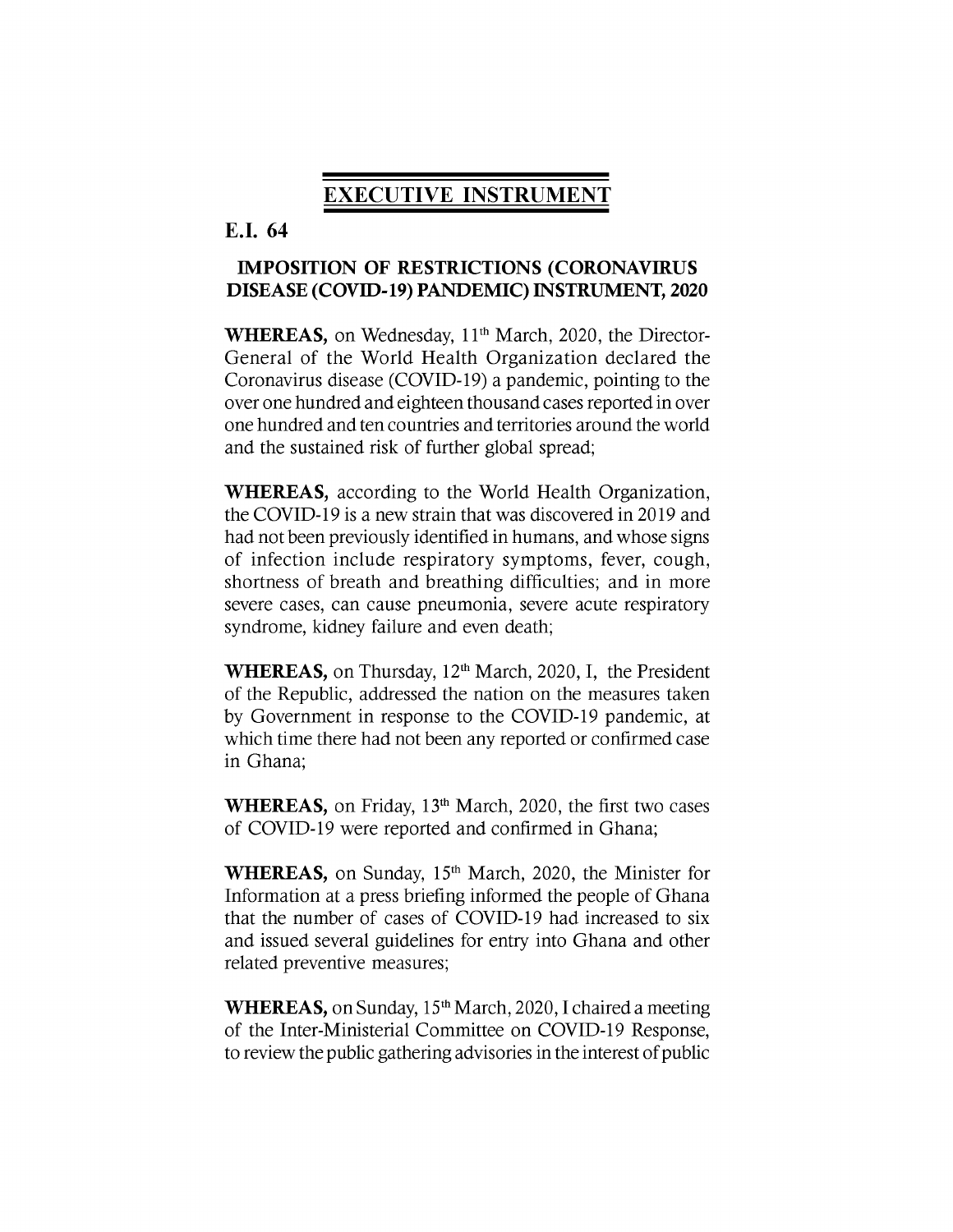# EXECUTIVE INSTRUMENT

## E.I. 64

### IMPOSITION OF RESTRICTIONS (CORONAVIRUS DISEASE (COVID-19) PANDEMIC) INSTRUMENT, 2020

**WHEREAS,** on Wednesday, 11th March, 2020, the Director-General of the World Health Organization declared the Coronavirus disease (COVID-19) a pandemic, pointing to the over one hundred and eighteen thousand cases reported in over one hundred and ten countries and territories around the world and the sustained risk of further global spread;

**WHEREAS,** according to the World Health Organization, the COVID-19 is a new strain that was discovered in 2019 and had not been previously identified in humans, and whose signs of infection include respiratory symptoms, fever, cough, shortness of breath and breathing difficulties; and in more severe cases, can cause pneumonia, severe acute respiratory syndrome, kidney failure and even death;

**WHEREAS,** on Thursday, 12th March, 2020, I, the President of the Republic, addressed the nation on the measures taken by Government in response to the COVID-19 pandemic, at which time there had not been any reported or confirmed case in Ghana;

**WHEREAS,** on Friday, 13th March, 2020, the first two cases of COVID-19 were reported and confirmed in Ghana;

**WHEREAS,** on Sunday, 15th March, 2020, the Minister for Information at a press briefing informed the people of Ghana that the number of cases of COVID-19 had increased to six and issued several guidelines for entry into Ghana and other related preventive measures;

**WHEREAS,** on Sunday, 15th March, 2020, I chaired a meeting of the Inter-Ministerial Committee on COVID-19 Response, to review the public gathering advisories in the interest of public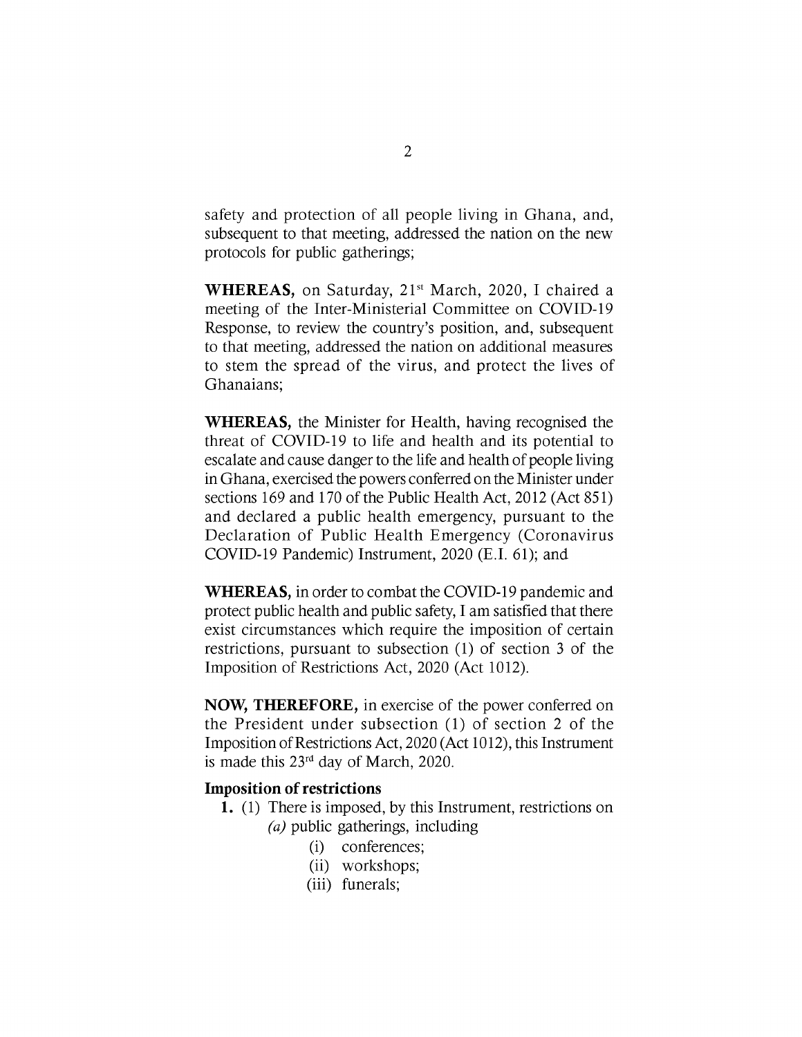safety and protection of all people living in Ghana, and, subsequent to that meeting, addressed the nation on the new protocols for public gatherings;

**WHEREAS,** on Saturday, 21st March, 2020, I chaired a meeting of the Inter-Ministerial Committee on COVID-19 Response, to review the country's position, and, subsequent to that meeting, addressed the nation on additional measures to stem the spread of the virus, and protect the lives of Ghanaians;

**WHEREAS,** the Minister for Health, having recognised the threat of COVID-19 to life and health and its potential to escalate and cause danger to the life and health of people living in Ghana, exercised the powers conferred on the Minister under sections 169 and 170 of the Public Health Act, 2012 (Act 851) and declared a public health emergency, pursuant to the Declaration of Public Health Emergency (Coronavirus COVID-19 Pandemic) Instrument, 2020 (E.I. 61); and

**WHEREAS,** in order to combat the COVID-19 pandemic and protect public health and public safety, I am satisfied that there exist circumstances which require the imposition of certain restrictions, pursuant to subsection (1) of section 3 of the Imposition of Restrictions Act, 2020 (Act 1012).

**NOW, THEREFORE,** in exercise of the power conferred on the President under subsection (1) of section 2 of the Imposition of Restrictions Act, 2020 (Act 1012), this Instrument is made this 23rd day of March, 2020.

**Imposition of restrictions**

**1.** (1) There is imposed, by this Instrument, restrictions on

*(a)* public gatherings, including

(i) conferences;

(ii) workshops;

(iii) funerals;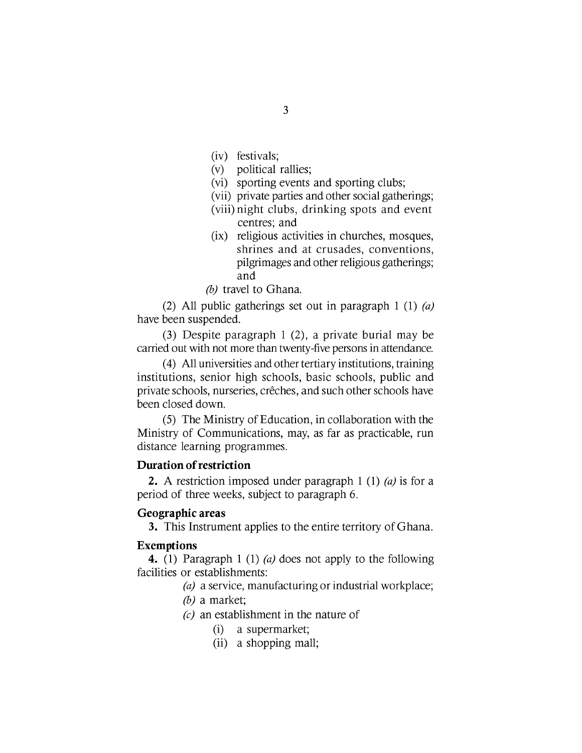(iv) festivals;

(v) political rallies;

(vi) sporting events and sporting clubs;

(vii) private parties and other social gatherings;

(viii) night clubs, drinking spots and event centres; and

(ix) religious activities in churches, mosques, shrines and at crusades, conventions, pilgrimages and other religious gatherings; and

*(b)* travel to Ghana.

(2) All public gatherings set out in paragraph 1 (1) *(a)* have been suspended.

(3) Despite paragraph 1 (2), a private burial may be carried out with not more than twenty-five persons in attendance.

(4) All universities and other tertiary institutions, training institutions, senior high schools, basic schools, public and private schools, nurseries, crêches, and such other schools have been closed down.

(5) The Ministry of Education, in collaboration with the Ministry of Communications, may, as far as practicable, run distance learning programmes.

**Duration of restriction**

**2.** A restriction imposed under paragraph 1 (1) *(a)* is for a period of three weeks, subject to paragraph 6.

**Geographic areas**

**3.** This Instrument applies to the entire territory of Ghana.

**Exemptions**

**4.** (1) Paragraph 1 (1) *(a)* does not apply to the following facilities or establishments:

*(a)* a service, manufacturing or industrial workplace;

*(b)* a market;

*(c)* an establishment in the nature of

(i) a supermarket;

(ii) a shopping mall;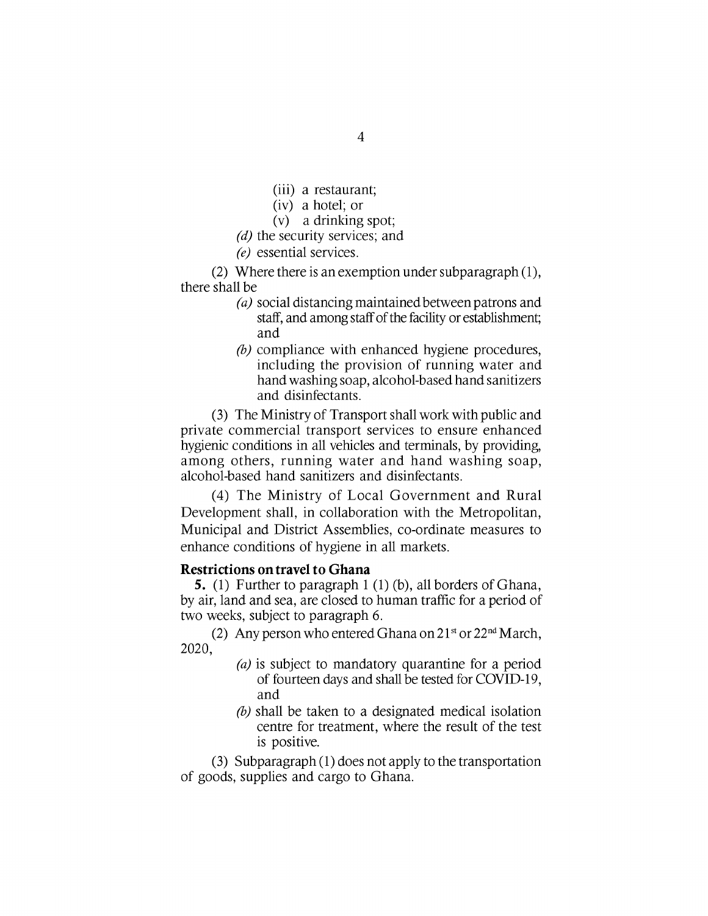(iii) a restaurant;

(iv) a hotel; or

(v) a drinking spot;

*(d)* the security services; and

*(e)* essential services.

(2) Where there is an exemption under subparagraph (1), there shall be

*(a)* social distancing maintained between patrons and staff, and among staff of the facility or establishment; and

*(b)* compliance with enhanced hygiene procedures, including the provision of running water and hand washing soap, alcohol-based hand sanitizers and disinfectants.

(3) The Ministry of Transport shall work with public and private commercial transport services to ensure enhanced hygienic conditions in all vehicles and terminals, by providing, among others, running water and hand washing soap, alcohol-based hand sanitizers and disinfectants.

(4) The Ministry of Local Government and Rural Development shall, in collaboration with the Metropolitan, Municipal and District Assemblies, co-ordinate measures to enhance conditions of hygiene in all markets.

**Restrictions on travel to Ghana**

**5.** (1) Further to paragraph 1 (1) (b), all borders of Ghana, by air, land and sea, are closed to human traffic for a period of two weeks, subject to paragraph 6.

(2) Any person who entered Ghana on 21st or 22nd March, 2020,

*(a)* is subject to mandatory quarantine for a period of fourteen days and shall be tested for COVID-19, and

*(b)* shall be taken to a designated medical isolation centre for treatment, where the result of the test is positive.

(3) Subparagraph (1) does not apply to the transportation of goods, supplies and cargo to Ghana.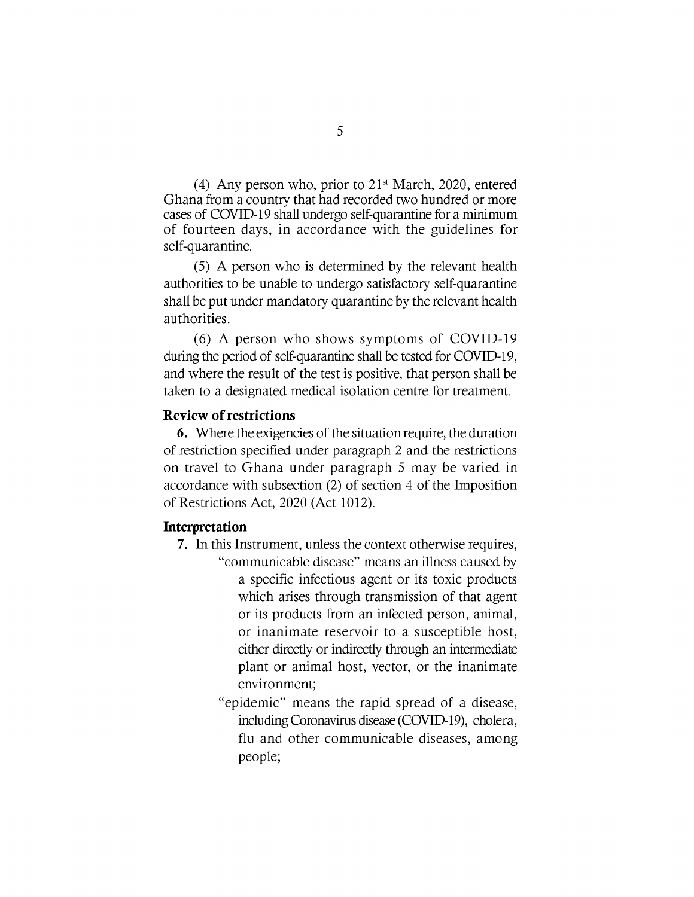(4) Any person who, prior to 21st March, 2020, entered Ghana from a country that had recorded two hundred or more cases of COVID-19 shall undergo self-quarantine for a minimum of fourteen days, in accordance with the guidelines for self-quarantine.

(5) A person who is determined by the relevant health authorities to be unable to undergo satisfactory self-quarantine shall be put under mandatory quarantine by the relevant health authorities.

(6) A person who shows symptoms of COVID-19 during the period of self-quarantine shall be tested for COVID-19, and where the result of the test is positive, that person shall be taken to a designated medical isolation centre for treatment.

**Review of restrictions**

**6.** Where the exigencies of the situation require, the duration of restriction specified under paragraph 2 and the restrictions on travel to Ghana under paragraph 5 may be varied in accordance with subsection (2) of section 4 of the Imposition of Restrictions Act, 2020 (Act 1012).

**Interpretation**

**7.** In this Instrument, unless the context otherwise requires,

"communicable disease" means an illness caused by a specific infectious agent or its toxic products which arises through transmission of that agent or its products from an infected person, animal, or inanimate reservoir to a susceptible host, either directly or indirectly through an intermediate plant or animal host, vector, or the inanimate environment;

"epidemic" means the rapid spread of a disease, including Coronavirus disease (COVID-19), cholera, flu and other communicable diseases, among people;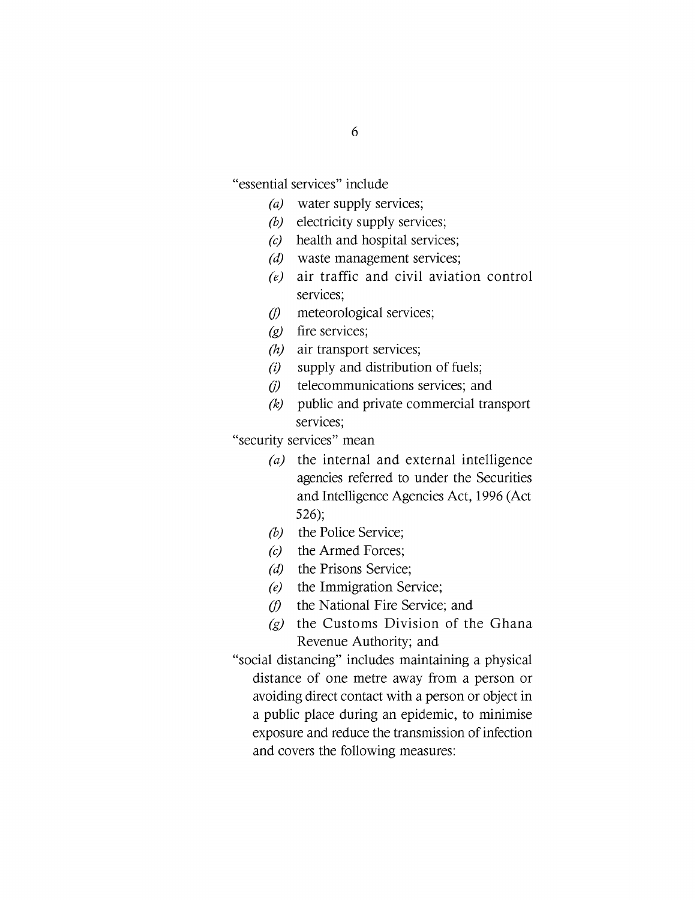"essential services" include

- *(a)* water supply services;
- *(b)* electricity supply services;
- *(c)* health and hospital services;
- *(d)* waste management services;
- *(e)* air traffic and civil aviation control services;
- *(f)* meteorological services;
- *(g)* fire services;
- *(h)* air transport services;
- *(i)* supply and distribution of fuels;
- *(j)* telecommunications services; and
- *(k)* public and private commercial transport services;

"security services" mean

- *(a)* the internal and external intelligence agencies referred to under the Securities and Intelligence Agencies Act, 1996 (Act 526);
- *(b)* the Police Service;
- *(c)* the Armed Forces;
- *(d)* the Prisons Service;
- *(e)* the Immigration Service;
- *(f)* the National Fire Service; and
- *(g)* the Customs Division of the Ghana Revenue Authority; and

"social distancing" includes maintaining a physical distance of one metre away from a person or avoiding direct contact with a person or object in a public place during an epidemic, to minimise exposure and reduce the transmission of infection and covers the following measures: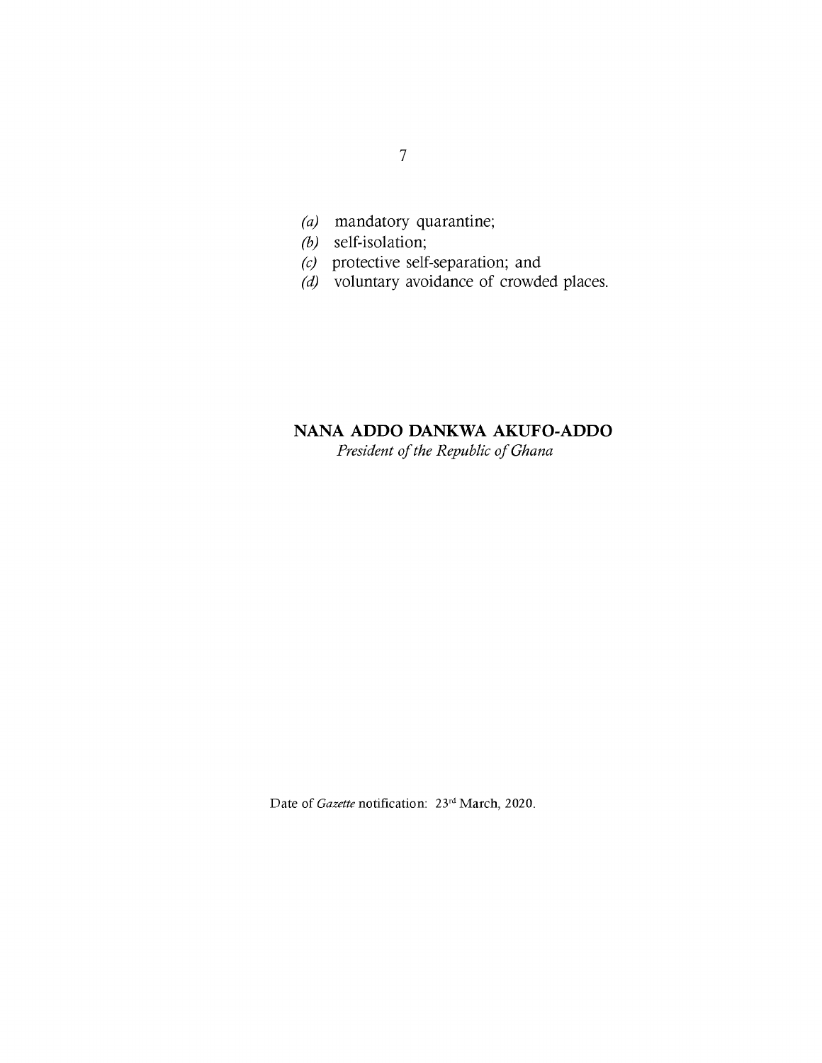*(a)* mandatory quarantine;
*(b)* self-isolation;
*(c)* protective self-separation; and
*(d)* voluntary avoidance of crowded places.

**NANA ADDO DANKWA AKUFO-ADDO**
*President of the Republic of Ghana*

Date of *Gazette* notification: 23rd March, 2020.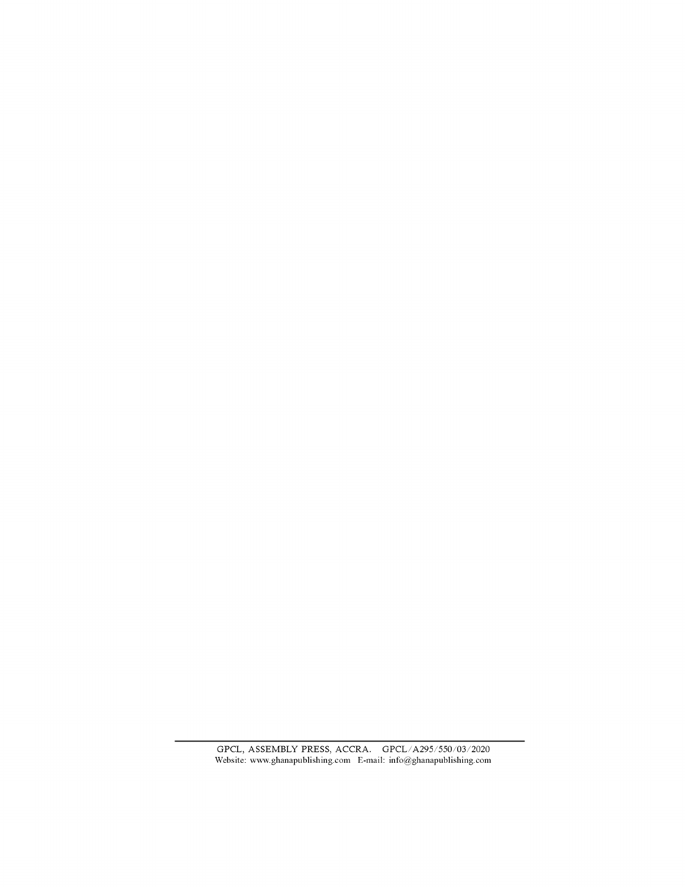GPCL, ASSEMBLY PRESS, ACCRA. GPCL/A295/550/03/2020
Website: www.ghanapublishing.com E-mail: info@ghanapublishing.com